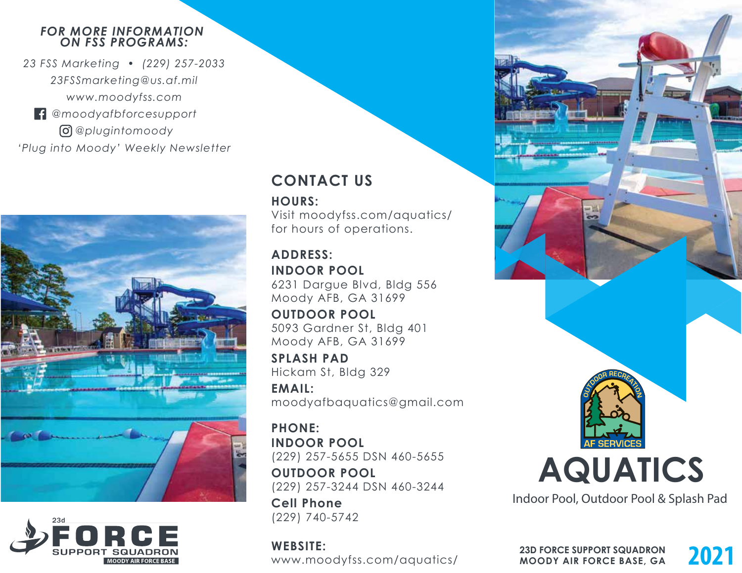*FOR MORE INFORMATION ON FSS PROGRAMS:*

*23 FSS Marketing • (229) 257-2033*
*23FSSmarketing@us.af.mil*
*www.moodyfss.com*
*@moodyafbforcesupport*
*@plugintomoody*
*'Plug into Moody' Weekly Newsletter*

23d FORCE SUPPORT SQUADRON
MOODY AIR FORCE BASE

## CONTACT US

**HOURS:**
Visit moodyfss.com/aquatics/ for hours of operations.

**ADDRESS:**

**INDOOR POOL**
6231 Dargue Blvd, Bldg 556
Moody AFB, GA 31699

**OUTDOOR POOL**
5093 Gardner St, Bldg 401
Moody AFB, GA 31699

**SPLASH PAD**
Hickam St, Bldg 329

**EMAIL:**
moodyafbaquatics@gmail.com

**PHONE:**

**INDOOR POOL**
(229) 257-5655 DSN 460-5655

**OUTDOOR POOL**
(229) 257-3244 DSN 460-3244

**Cell Phone**
(229) 740-5742

**WEBSITE:**
www.moodyfss.com/aquatics/

OUTDOOR RECREATION
AF SERVICES

# AQUATICS

Indoor Pool, Outdoor Pool & Splash Pad

**23D FORCE SUPPORT SQUADRON**
**MOODY AIR FORCE BASE, GA**

**2021**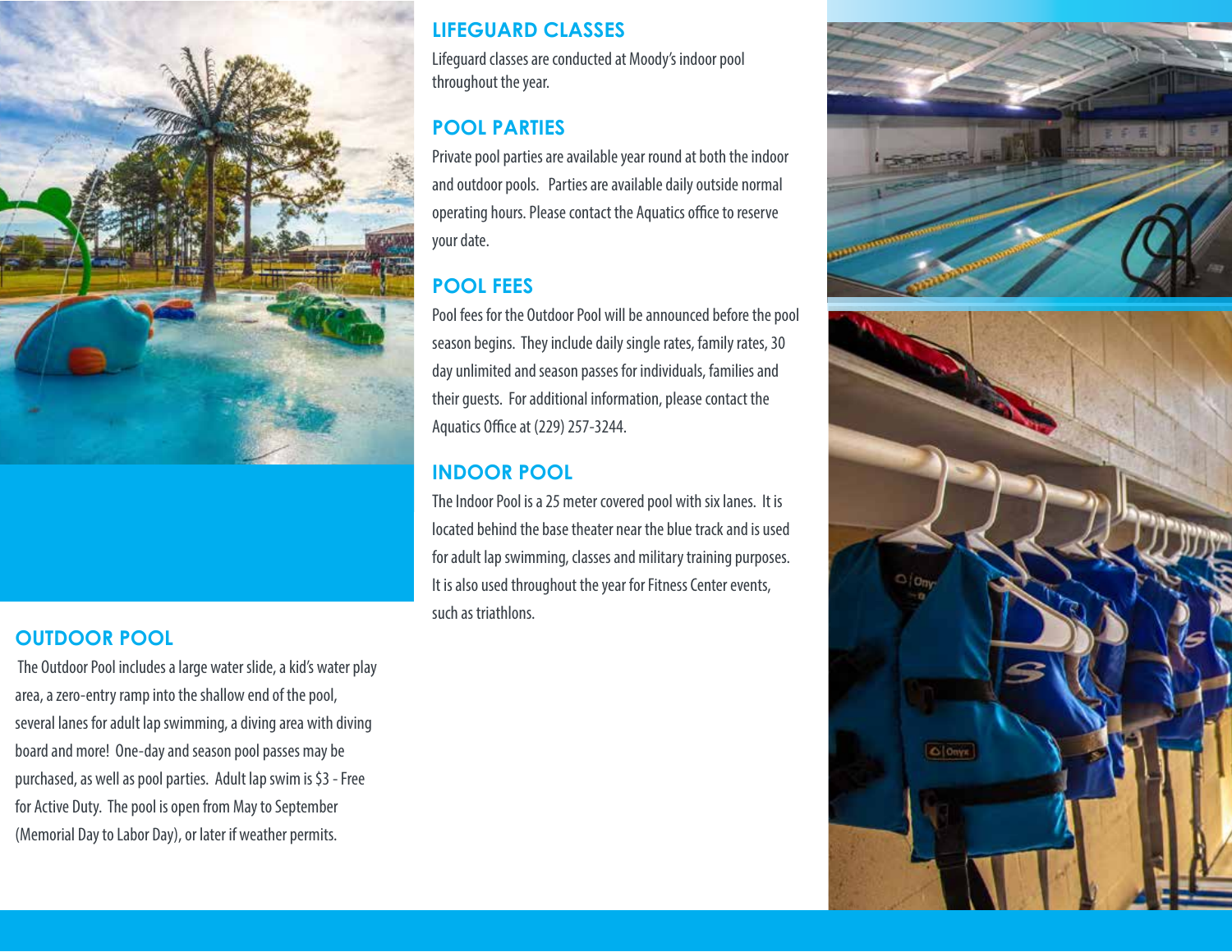## OUTDOOR POOL

The Outdoor Pool includes a large water slide, a kid's water play area, a zero-entry ramp into the shallow end of the pool, several lanes for adult lap swimming, a diving area with diving board and more! One-day and season pool passes may be purchased, as well as pool parties. Adult lap swim is $3 - Free for Active Duty. The pool is open from May to September (Memorial Day to Labor Day), or later if weather permits.

## LIFEGUARD CLASSES

Lifeguard classes are conducted at Moody's indoor pool throughout the year.

## POOL PARTIES

Private pool parties are available year round at both the indoor and outdoor pools. Parties are available daily outside normal operating hours. Please contact the Aquatics office to reserve your date.

## POOL FEES

Pool fees for the Outdoor Pool will be announced before the pool season begins. They include daily single rates, family rates, 30 day unlimited and season passes for individuals, families and their guests. For additional information, please contact the Aquatics Office at (229) 257-3244.

## INDOOR POOL

The Indoor Pool is a 25 meter covered pool with six lanes. It is located behind the base theater near the blue track and is used for adult lap swimming, classes and military training purposes. It is also used throughout the year for Fitness Center events, such as triathlons.